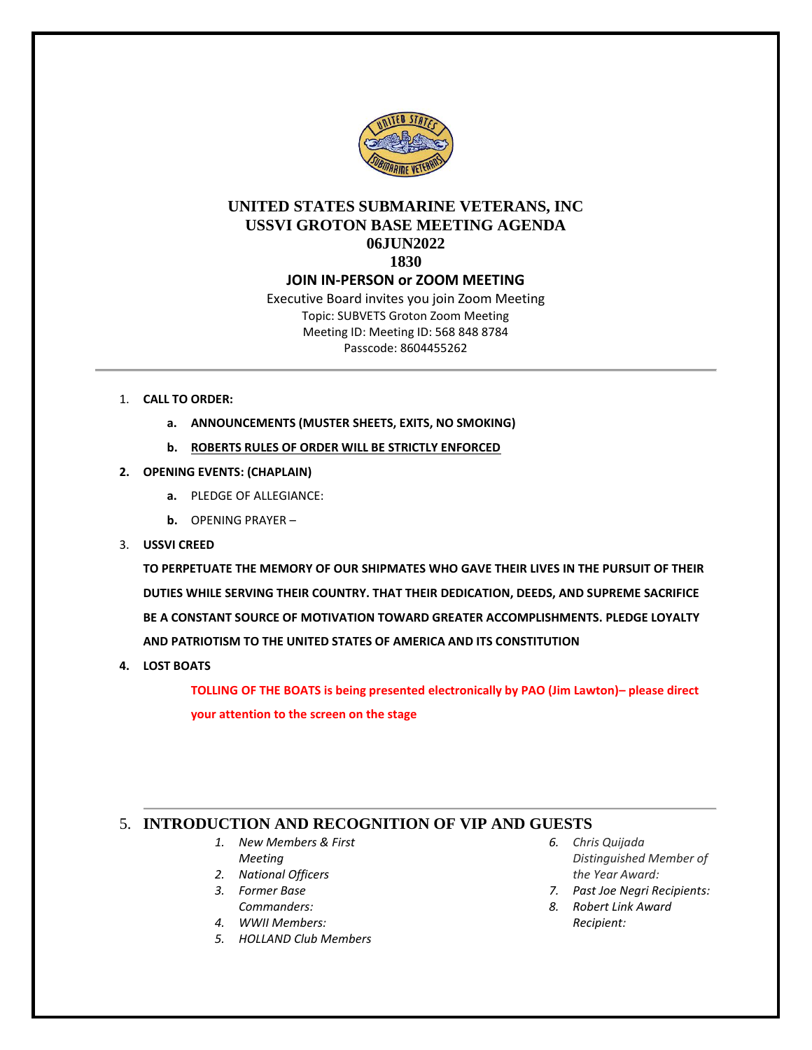# UNITED STATES SUBMARINE VETERANS, INC
## USSVI GROTON BASE MEETING AGENDA
### 06JUN2022
### 1830
### JOIN IN-PERSON or ZOOM MEETING

Executive Board invites you join Zoom Meeting
Topic: SUBVETS Groton Zoom Meeting
Meeting ID: Meeting ID: 568 848 8784
Passcode: 8604455262

---

1. **CALL TO ORDER:**
   - **a. ANNOUNCEMENTS (MUSTER SHEETS, EXITS, NO SMOKING)**
   - **b. ROBERTS RULES OF ORDER WILL BE STRICTLY ENFORCED**
2. **OPENING EVENTS: (CHAPLAIN)**
   - **a.** PLEDGE OF ALLEGIANCE:
   - **b.** OPENING PRAYER –
3. **USSVI CREED**

   **TO PERPETUATE THE MEMORY OF OUR SHIPMATES WHO GAVE THEIR LIVES IN THE PURSUIT OF THEIR DUTIES WHILE SERVING THEIR COUNTRY. THAT THEIR DEDICATION, DEEDS, AND SUPREME SACRIFICE BE A CONSTANT SOURCE OF MOTIVATION TOWARD GREATER ACCOMPLISHMENTS. PLEDGE LOYALTY AND PATRIOTISM TO THE UNITED STATES OF AMERICA AND ITS CONSTITUTION**
4. **LOST BOATS**

   **TOLLING OF THE BOATS is being presented electronically by PAO (Jim Lawton)– please direct your attention to the screen on the stage**

---

5. **INTRODUCTION AND RECOGNITION OF VIP AND GUESTS**
   1. *New Members & First Meeting*
   2. *National Officers*
   3. *Former Base Commanders:*
   4. *WWII Members:*
   5. *HOLLAND Club Members*
   6. *Chris Quijada Distinguished Member of the Year Award:*
   7. *Past Joe Negri Recipients:*
   8. *Robert Link Award Recipient:*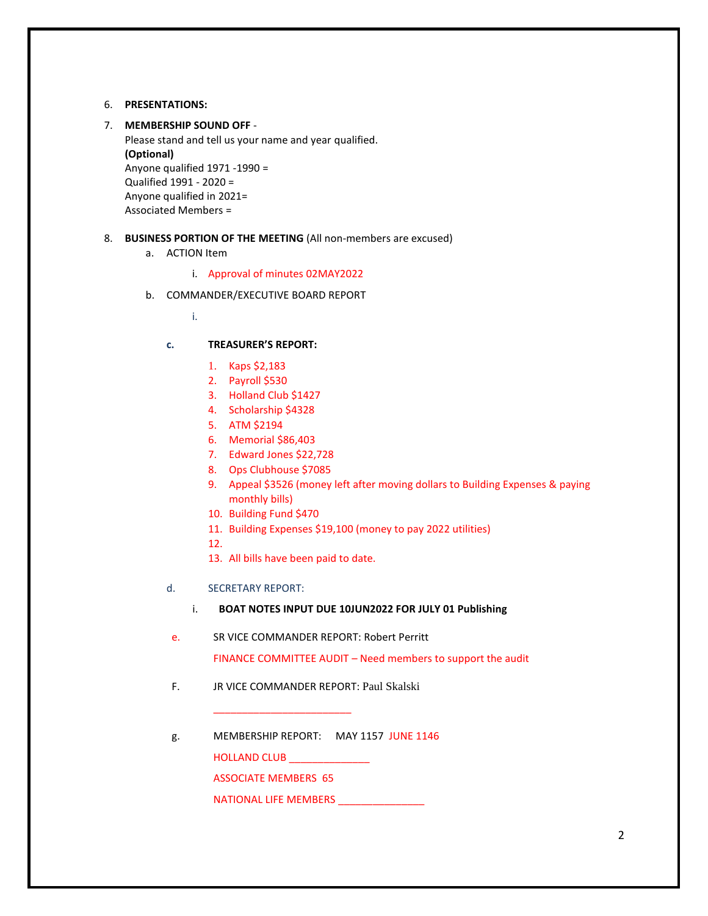6. **PRESENTATIONS:**

7. **MEMBERSHIP SOUND OFF** -
   Please stand and tell us your name and year qualified.
   **(Optional)**
   Anyone qualified 1971 -1990 =
   Qualified 1991 - 2020 =
   Anyone qualified in 2021=
   Associated Members =

8. **BUSINESS PORTION OF THE MEETING** (All non-members are excused)
   a. ACTION Item
      i. Approval of minutes 02MAY2022
   b. COMMANDER/EXECUTIVE BOARD REPORT
      i.
   c. **TREASURER'S REPORT:**
      1. Kaps $2,183
      2. Payroll $530
      3. Holland Club $1427
      4. Scholarship $4328
      5. ATM $2194
      6. Memorial $86,403
      7. Edward Jones $22,728
      8. Ops Clubhouse $7085
      9. Appeal $3526 (money left after moving dollars to Building Expenses & paying monthly bills)
      10. Building Fund $470
      11. Building Expenses $19,100 (money to pay 2022 utilities)
      12.
      13. All bills have been paid to date.
   d. SECRETARY REPORT:
      i. **BOAT NOTES INPUT DUE 10JUN2022 FOR JULY 01 Publishing**
   e. SR VICE COMMANDER REPORT: Robert Perritt

      FINANCE COMMITTEE AUDIT – Need members to support the audit
   F. JR VICE COMMANDER REPORT: Paul Skalski

      ________________________
   g. MEMBERSHIP REPORT: MAY 1157 JUNE 1146

      HOLLAND CLUB ______________

      ASSOCIATE MEMBERS 65

      NATIONAL LIFE MEMBERS _______________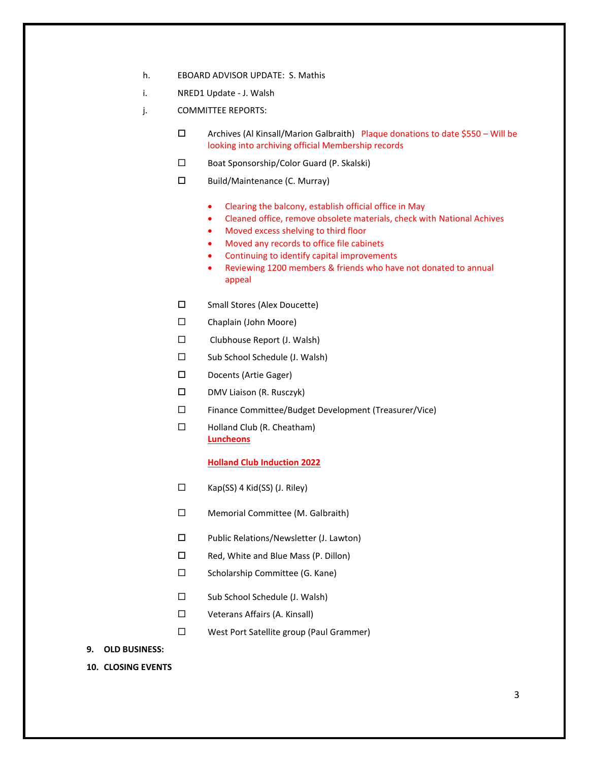h. EBOARD ADVISOR UPDATE: S. Mathis

i. NRED1 Update - J. Walsh

j. COMMITTEE REPORTS:

- ☐ Archives (Al Kinsall/Marion Galbraith) Plaque donations to date $550 – Will be looking into archiving official Membership records
- ☐ Boat Sponsorship/Color Guard (P. Skalski)
- ☐ Build/Maintenance (C. Murray)
  - Clearing the balcony, establish official office in May
  - Cleaned office, remove obsolete materials, check with National Achives
  - Moved excess shelving to third floor
  - Moved any records to office file cabinets
  - Continuing to identify capital improvements
  - Reviewing 1200 members & friends who have not donated to annual appeal
- ☐ Small Stores (Alex Doucette)
- ☐ Chaplain (John Moore)
- ☐ Clubhouse Report (J. Walsh)
- ☐ Sub School Schedule (J. Walsh)
- ☐ Docents (Artie Gager)
- ☐ DMV Liaison (R. Rusczyk)
- ☐ Finance Committee/Budget Development (Treasurer/Vice)
- ☐ Holland Club (R. Cheatham)

  **Luncheons**

  **Holland Club Induction 2022**
- ☐ Kap(SS) 4 Kid(SS) (J. Riley)
- ☐ Memorial Committee (M. Galbraith)
- ☐ Public Relations/Newsletter (J. Lawton)
- ☐ Red, White and Blue Mass (P. Dillon)
- ☐ Scholarship Committee (G. Kane)
- ☐ Sub School Schedule (J. Walsh)
- ☐ Veterans Affairs (A. Kinsall)
- ☐ West Port Satellite group (Paul Grammer)

**9. OLD BUSINESS:**

**10. CLOSING EVENTS**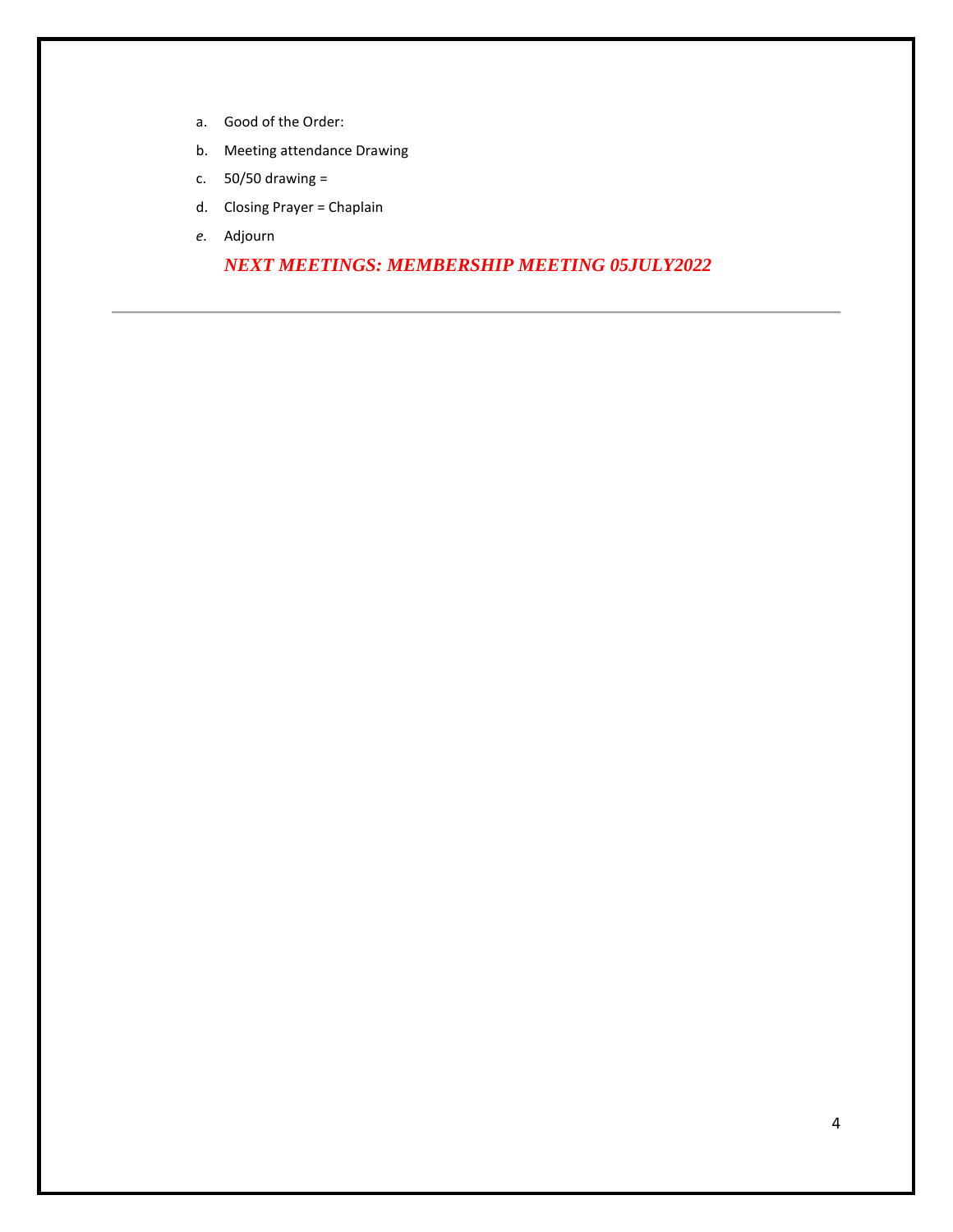a. Good of the Order:

b. Meeting attendance Drawing

c. 50/50 drawing =

d. Closing Prayer = Chaplain

*e.* Adjourn

***NEXT MEETINGS: MEMBERSHIP MEETING 05JULY2022***

---